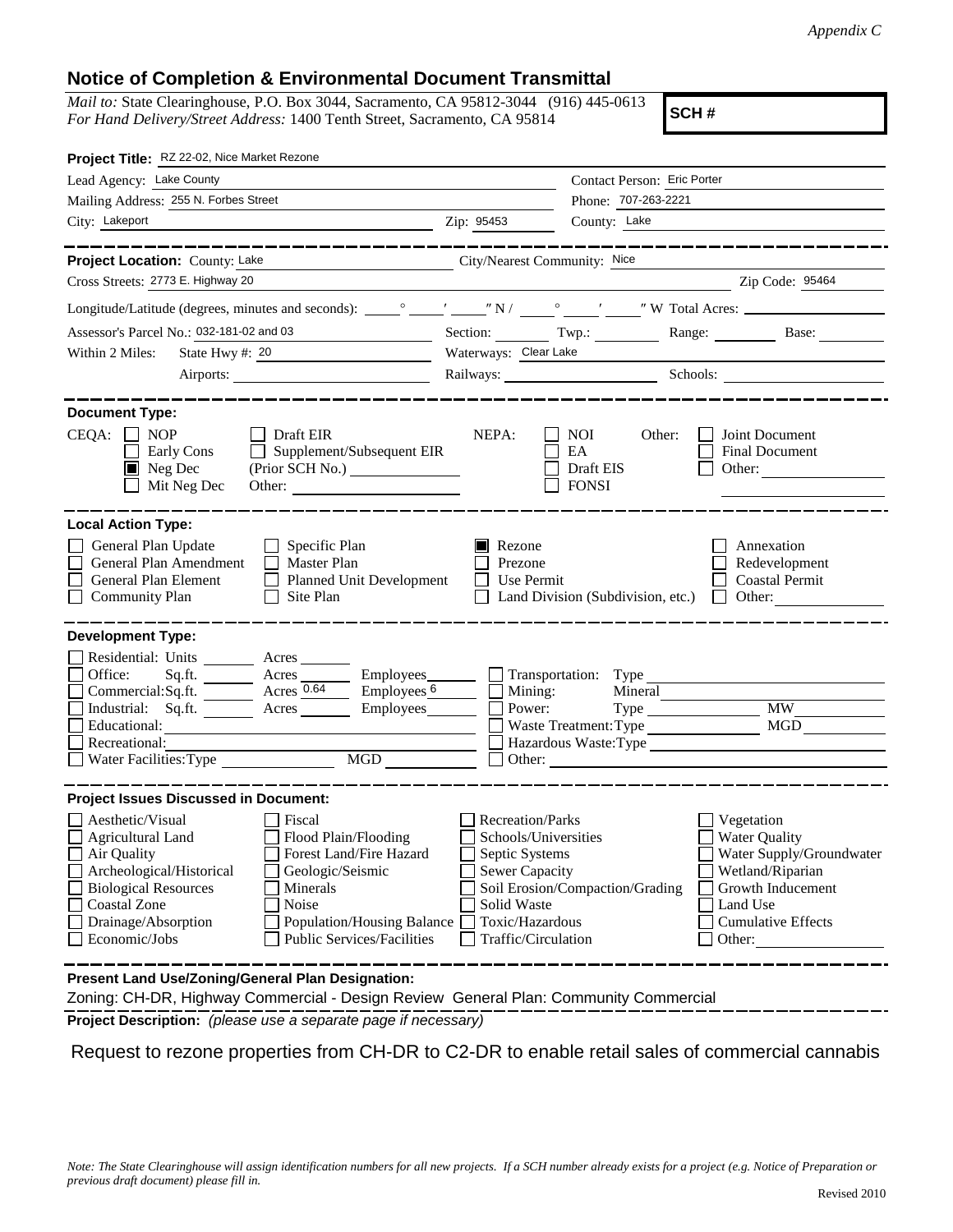*Appendix C*

# Notice of Completion & Environmental Document Transmittal

*Mail to:* State Clearinghouse, P.O. Box 3044, Sacramento, CA 95812-3044 (916) 445-0613
*For Hand Delivery/Street Address:* 1400 Tenth Street, Sacramento, CA 95814

**SCH #**

**Project Title:** RZ 22-02, Nice Market Rezone

Lead Agency: Lake County
Contact Person: Eric Porter
Mailing Address: 255 N. Forbes Street
Phone: 707-263-2221
City: Lakeport
Zip: 95453
County: Lake

**Project Location:** County: Lake
City/Nearest Community: Nice
Cross Streets: 2773 E. Highway 20
Zip Code: 95464

Longitude/Latitude (degrees, minutes and seconds): \_\_\_° \_\_\_′ \_\_\_″ N / \_\_\_° \_\_\_′ \_\_\_″ W Total Acres: \_\_\_

Assessor's Parcel No.: 032-181-02 and 03
Section: \_\_\_ Twp.: \_\_\_ Range: \_\_\_ Base: \_\_\_

Within 2 Miles: State Hwy #: 20
Waterways: Clear Lake
Airports: \_\_\_
Railways: \_\_\_
Schools: \_\_\_

**Document Type:**

CEQA:
- ☐ NOP
- ☐ Early Cons
- ☒ Neg Dec
- ☐ Mit Neg Dec
- ☐ Draft EIR
- ☐ Supplement/Subsequent EIR (Prior SCH No.) \_\_\_
- Other: \_\_\_

NEPA:
- ☐ NOI
- ☐ EA
- ☐ Draft EIS
- ☐ FONSI

Other:
- ☐ Joint Document
- ☐ Final Document
- ☐ Other: \_\_\_

**Local Action Type:**

- ☐ General Plan Update
- ☐ General Plan Amendment
- ☐ General Plan Element
- ☐ Community Plan
- ☐ Specific Plan
- ☐ Master Plan
- ☐ Planned Unit Development
- ☐ Site Plan
- ☒ Rezone
- ☐ Prezone
- ☐ Use Permit
- ☐ Land Division (Subdivision, etc.)
- ☐ Annexation
- ☐ Redevelopment
- ☐ Coastal Permit
- ☐ Other: \_\_\_

**Development Type:**

- ☐ Residential: Units \_\_\_ Acres \_\_\_
- ☐ Office: Sq.ft. \_\_\_ Acres \_\_\_ Employees \_\_\_
- ☐ Commercial: Sq.ft. \_\_\_ Acres 0.64 Employees 6
- ☐ Industrial: Sq.ft. \_\_\_ Acres \_\_\_ Employees \_\_\_
- ☐ Educational: \_\_\_
- ☐ Recreational: \_\_\_
- ☐ Water Facilities: Type \_\_\_ MGD \_\_\_
- ☐ Transportation: Type \_\_\_
- ☐ Mining: Mineral \_\_\_
- ☐ Power: Type \_\_\_ MW \_\_\_
- ☐ Waste Treatment: Type \_\_\_ MGD \_\_\_
- ☐ Hazardous Waste: Type \_\_\_
- ☐ Other: \_\_\_

**Project Issues Discussed in Document:**

- ☐ Aesthetic/Visual
- ☐ Agricultural Land
- ☐ Air Quality
- ☐ Archeological/Historical
- ☐ Biological Resources
- ☐ Coastal Zone
- ☐ Drainage/Absorption
- ☐ Economic/Jobs
- ☐ Fiscal
- ☐ Flood Plain/Flooding
- ☐ Forest Land/Fire Hazard
- ☐ Geologic/Seismic
- ☐ Minerals
- ☐ Noise
- ☐ Population/Housing Balance
- ☐ Public Services/Facilities
- ☐ Recreation/Parks
- ☐ Schools/Universities
- ☐ Septic Systems
- ☐ Sewer Capacity
- ☐ Soil Erosion/Compaction/Grading
- ☐ Solid Waste
- ☐ Toxic/Hazardous
- ☐ Traffic/Circulation
- ☐ Vegetation
- ☐ Water Quality
- ☐ Water Supply/Groundwater
- ☐ Wetland/Riparian
- ☐ Growth Inducement
- ☐ Land Use
- ☐ Cumulative Effects
- ☐ Other: \_\_\_

**Present Land Use/Zoning/General Plan Designation:**

Zoning: CH-DR, Highway Commercial - Design Review General Plan: Community Commercial

**Project Description:** *(please use a separate page if necessary)*

Request to rezone properties from CH-DR to C2-DR to enable retail sales of commercial cannabis

*Note: The State Clearinghouse will assign identification numbers for all new projects. If a SCH number already exists for a project (e.g. Notice of Preparation or previous draft document) please fill in.*

Revised 2010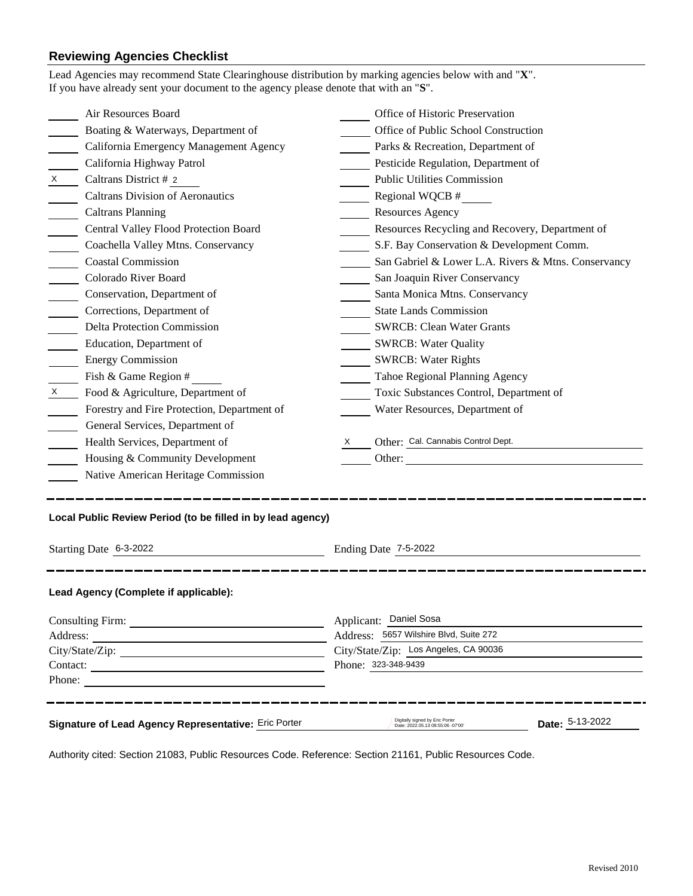## Reviewing Agencies Checklist

Lead Agencies may recommend State Clearinghouse distribution by marking agencies below with and "**X**".
If you have already sent your document to the agency please denote that with an "**S**".

| | | | |
|---|---|---|---|
| | Air Resources Board | | Office of Historic Preservation |
| | Boating & Waterways, Department of | | Office of Public School Construction |
| | California Emergency Management Agency | | Parks & Recreation, Department of |
| | California Highway Patrol | | Pesticide Regulation, Department of |
| X | Caltrans District # 2 | | Public Utilities Commission |
| | Caltrans Division of Aeronautics | | Regional WQCB # |
| | Caltrans Planning | | Resources Agency |
| | Central Valley Flood Protection Board | | Resources Recycling and Recovery, Department of |
| | Coachella Valley Mtns. Conservancy | | S.F. Bay Conservation & Development Comm. |
| | Coastal Commission | | San Gabriel & Lower L.A. Rivers & Mtns. Conservancy |
| | Colorado River Board | | San Joaquin River Conservancy |
| | Conservation, Department of | | Santa Monica Mtns. Conservancy |
| | Corrections, Department of | | State Lands Commission |
| | Delta Protection Commission | | SWRCB: Clean Water Grants |
| | Education, Department of | | SWRCB: Water Quality |
| | Energy Commission | | SWRCB: Water Rights |
| | Fish & Game Region # | | Tahoe Regional Planning Agency |
| X | Food & Agriculture, Department of | | Toxic Substances Control, Department of |
| | Forestry and Fire Protection, Department of | | Water Resources, Department of |
| | General Services, Department of | | |
| | Health Services, Department of | X | Other: Cal. Cannabis Control Dept. |
| | Housing & Community Development | | Other: |
| | Native American Heritage Commission | | |

---

**Local Public Review Period (to be filled in by lead agency)**

Starting Date 6-3-2022 Ending Date 7-5-2022

---

**Lead Agency (Complete if applicable):**

Consulting Firm:
Address:
City/State/Zip:
Contact:
Phone:

Applicant: Daniel Sosa
Address: 5657 Wilshire Blvd, Suite 272
City/State/Zip: Los Angeles, CA 90036
Phone: 323-348-9439

---

**Signature of Lead Agency Representative:** Eric Porter Digitally signed by Eric Porter Date: 2022.05.13 08:55:06 -07'00' **Date:** 5-13-2022

Authority cited: Section 21083, Public Resources Code. Reference: Section 21161, Public Resources Code.

Revised 2010